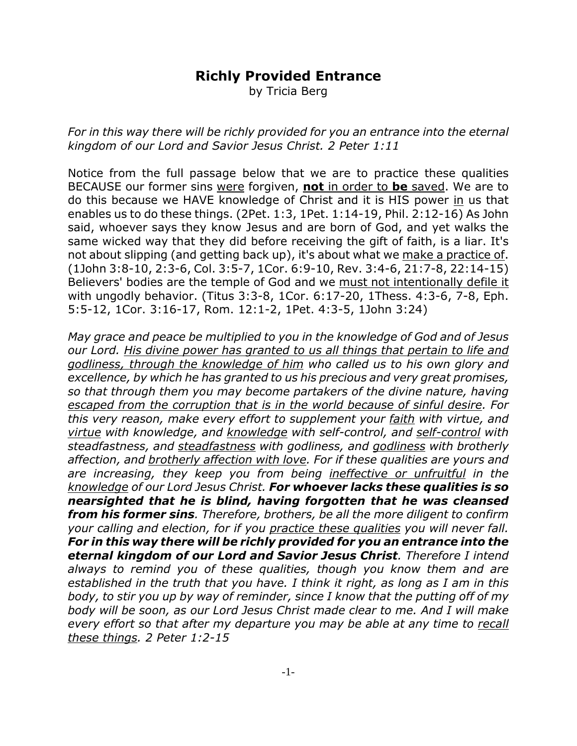# Richly Provided Entrance

by Tricia Berg

*For in this way there will be richly provided for you an entrance into the eternal kingdom of our Lord and Savior Jesus Christ. 2 Peter 1:11*

Notice from the full passage below that we are to practice these qualities BECAUSE our former sins <u>were</u> forgiven, **<u>not</u>** <u>in order to</u> **<u>be</u>** <u>saved</u>. We are to do this because we HAVE knowledge of Christ and it is HIS power <u>in</u> us that enables us to do these things. (2Pet. 1:3, 1Pet. 1:14-19, Phil. 2:12-16) As John said, whoever says they know Jesus and are born of God, and yet walks the same wicked way that they did before receiving the gift of faith, is a liar. It's not about slipping (and getting back up), it's about what we <u>make a practice of</u>. (1John 3:8-10, 2:3-6, Col. 3:5-7, 1Cor. 6:9-10, Rev. 3:4-6, 21:7-8, 22:14-15) Believers' bodies are the temple of God and we <u>must not intentionally defile it</u> with ungodly behavior. (Titus 3:3-8, 1Cor. 6:17-20, 1Thess. 4:3-6, 7-8, Eph. 5:5-12, 1Cor. 3:16-17, Rom. 12:1-2, 1Pet. 4:3-5, 1John 3:24)

*May grace and peace be multiplied to you in the knowledge of God and of Jesus our Lord. <u>His divine power has granted to us all things that pertain to life and godliness, through the knowledge of him</u> who called us to his own glory and excellence, by which he has granted to us his precious and very great promises, so that through them you may become partakers of the divine nature, having <u>escaped from the corruption that is in the world because of sinful desire</u>. For this very reason, make every effort to supplement your <u>faith</u> with virtue, and <u>virtue</u> with knowledge, and <u>knowledge</u> with self-control, and <u>self-control</u> with steadfastness, and <u>steadfastness</u> with godliness, and <u>godliness</u> with brotherly affection, and <u>brotherly affection with love</u>. For if these qualities are yours and are increasing, they keep you from being <u>ineffective or unfruitful</u> in the <u>knowledge</u> of our Lord Jesus Christ. **For whoever lacks these qualities is so nearsighted that he is blind, having forgotten that he was cleansed from his former sins**. Therefore, brothers, be all the more diligent to confirm your calling and election, for if you <u>practice these qualities</u> you will never fall. **For in this way there will be richly provided for you an entrance into the eternal kingdom of our Lord and Savior Jesus Christ**. Therefore I intend always to remind you of these qualities, though you know them and are established in the truth that you have. I think it right, as long as I am in this body, to stir you up by way of reminder, since I know that the putting off of my body will be soon, as our Lord Jesus Christ made clear to me. And I will make every effort so that after my departure you may be able at any time to <u>recall these things</u>. 2 Peter 1:2-15*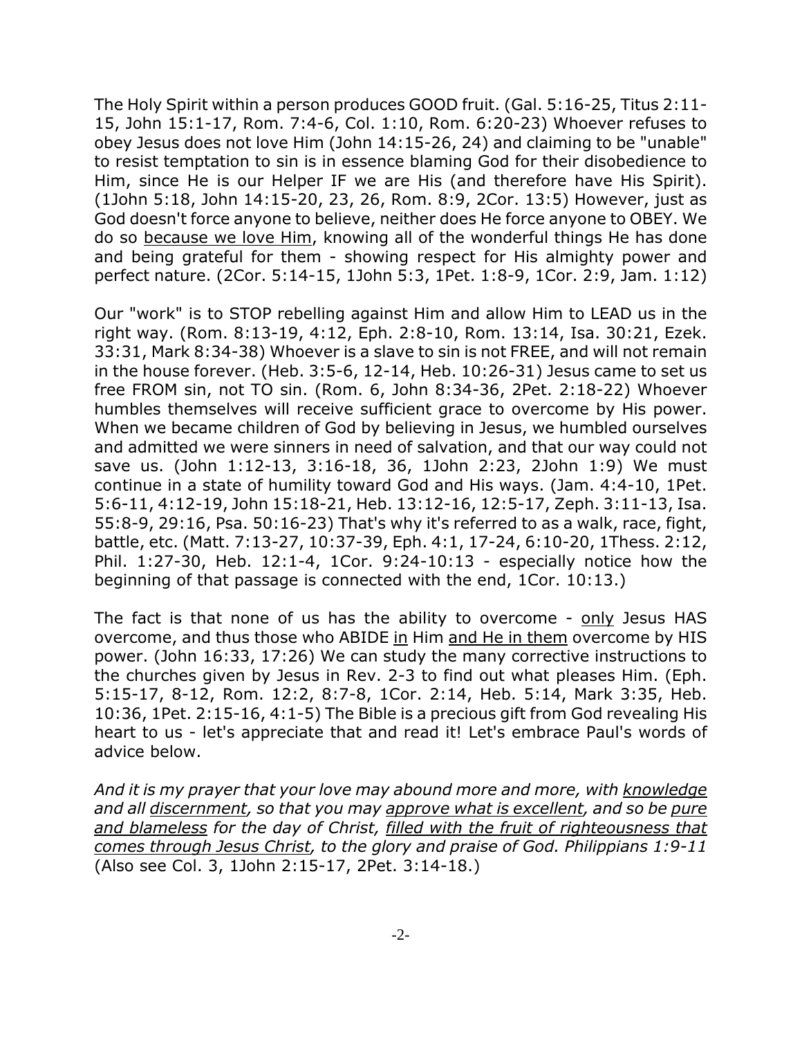The Holy Spirit within a person produces GOOD fruit. (Gal. 5:16-25, Titus 2:11-15, John 15:1-17, Rom. 7:4-6, Col. 1:10, Rom. 6:20-23) Whoever refuses to obey Jesus does not love Him (John 14:15-26, 24) and claiming to be "unable" to resist temptation to sin is in essence blaming God for their disobedience to Him, since He is our Helper IF we are His (and therefore have His Spirit). (1John 5:18, John 14:15-20, 23, 26, Rom. 8:9, 2Cor. 13:5) However, just as God doesn't force anyone to believe, neither does He force anyone to OBEY. We do so <u>because we love Him</u>, knowing all of the wonderful things He has done and being grateful for them - showing respect for His almighty power and perfect nature. (2Cor. 5:14-15, 1John 5:3, 1Pet. 1:8-9, 1Cor. 2:9, Jam. 1:12)

Our "work" is to STOP rebelling against Him and allow Him to LEAD us in the right way. (Rom. 8:13-19, 4:12, Eph. 2:8-10, Rom. 13:14, Isa. 30:21, Ezek. 33:31, Mark 8:34-38) Whoever is a slave to sin is not FREE, and will not remain in the house forever. (Heb. 3:5-6, 12-14, Heb. 10:26-31) Jesus came to set us free FROM sin, not TO sin. (Rom. 6, John 8:34-36, 2Pet. 2:18-22) Whoever humbles themselves will receive sufficient grace to overcome by His power. When we became children of God by believing in Jesus, we humbled ourselves and admitted we were sinners in need of salvation, and that our way could not save us. (John 1:12-13, 3:16-18, 36, 1John 2:23, 2John 1:9) We must continue in a state of humility toward God and His ways. (Jam. 4:4-10, 1Pet. 5:6-11, 4:12-19, John 15:18-21, Heb. 13:12-16, 12:5-17, Zeph. 3:11-13, Isa. 55:8-9, 29:16, Psa. 50:16-23) That's why it's referred to as a walk, race, fight, battle, etc. (Matt. 7:13-27, 10:37-39, Eph. 4:1, 17-24, 6:10-20, 1Thess. 2:12, Phil. 1:27-30, Heb. 12:1-4, 1Cor. 9:24-10:13 - especially notice how the beginning of that passage is connected with the end, 1Cor. 10:13.)

The fact is that none of us has the ability to overcome - <u>only</u> Jesus HAS overcome, and thus those who ABIDE <u>in</u> Him <u>and He in them</u> overcome by HIS power. (John 16:33, 17:26) We can study the many corrective instructions to the churches given by Jesus in Rev. 2-3 to find out what pleases Him. (Eph. 5:15-17, 8-12, Rom. 12:2, 8:7-8, 1Cor. 2:14, Heb. 5:14, Mark 3:35, Heb. 10:36, 1Pet. 2:15-16, 4:1-5) The Bible is a precious gift from God revealing His heart to us - let's appreciate that and read it! Let's embrace Paul's words of advice below.

*And it is my prayer that your love may abound more and more, with <u>knowledge</u> and all <u>discernment</u>, so that you may <u>approve what is excellent</u>, and so be <u>pure and blameless</u> for the day of Christ, <u>filled with the fruit of righteousness that comes through Jesus Christ</u>, to the glory and praise of God. Philippians 1:9-11* (Also see Col. 3, 1John 2:15-17, 2Pet. 3:14-18.)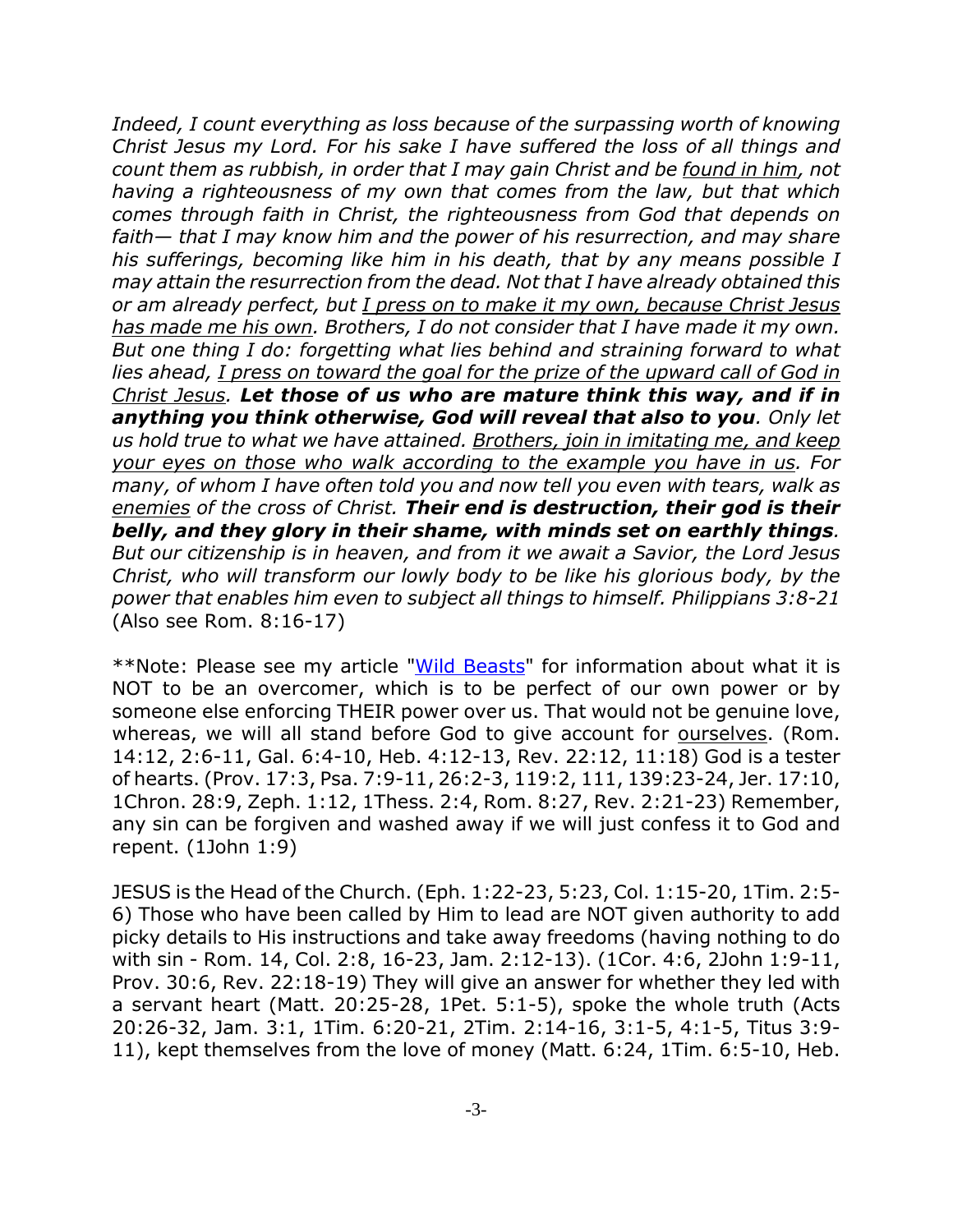*Indeed, I count everything as loss because of the surpassing worth of knowing Christ Jesus my Lord. For his sake I have suffered the loss of all things and count them as rubbish, in order that I may gain Christ and be <u>found in him</u>, not having a righteousness of my own that comes from the law, but that which comes through faith in Christ, the righteousness from God that depends on faith— that I may know him and the power of his resurrection, and may share his sufferings, becoming like him in his death, that by any means possible I may attain the resurrection from the dead. Not that I have already obtained this or am already perfect, but <u>I press on to make it my own, because Christ Jesus has made me his own</u>. Brothers, I do not consider that I have made it my own. But one thing I do: forgetting what lies behind and straining forward to what lies ahead, <u>I press on toward the goal for the prize of the upward call of God in Christ Jesus</u>.* ***Let those of us who are mature think this way, and if in anything you think otherwise, God will reveal that also to you****. Only let us hold true to what we have attained. <u>Brothers, join in imitating me, and keep your eyes on those who walk according to the example you have in us</u>. For many, of whom I have often told you and now tell you even with tears, walk as <u>enemies</u> of the cross of Christ.* ***Their end is destruction, their god is their belly, and they glory in their shame, with minds set on earthly things****. But our citizenship is in heaven, and from it we await a Savior, the Lord Jesus Christ, who will transform our lowly body to be like his glorious body, by the power that enables him even to subject all things to himself. Philippians 3:8-21* (Also see Rom. 8:16-17)

**Note: Please see my article "[Wild Beasts]" for information about what it is NOT to be an overcomer, which is to be perfect of our own power or by someone else enforcing THEIR power over us. That would not be genuine love, whereas, we will all stand before God to give account for <u>ourselves</u>. (Rom. 14:12, 2:6-11, Gal. 6:4-10, Heb. 4:12-13, Rev. 22:12, 11:18) God is a tester of hearts. (Prov. 17:3, Psa. 7:9-11, 26:2-3, 119:2, 111, 139:23-24, Jer. 17:10, 1Chron. 28:9, Zeph. 1:12, 1Thess. 2:4, Rom. 8:27, Rev. 2:21-23) Remember, any sin can be forgiven and washed away if we will just confess it to God and repent. (1John 1:9)

JESUS is the Head of the Church. (Eph. 1:22-23, 5:23, Col. 1:15-20, 1Tim. 2:5-6) Those who have been called by Him to lead are NOT given authority to add picky details to His instructions and take away freedoms (having nothing to do with sin - Rom. 14, Col. 2:8, 16-23, Jam. 2:12-13). (1Cor. 4:6, 2John 1:9-11, Prov. 30:6, Rev. 22:18-19) They will give an answer for whether they led with a servant heart (Matt. 20:25-28, 1Pet. 5:1-5), spoke the whole truth (Acts 20:26-32, Jam. 3:1, 1Tim. 6:20-21, 2Tim. 2:14-16, 3:1-5, 4:1-5, Titus 3:9-11), kept themselves from the love of money (Matt. 6:24, 1Tim. 6:5-10, Heb.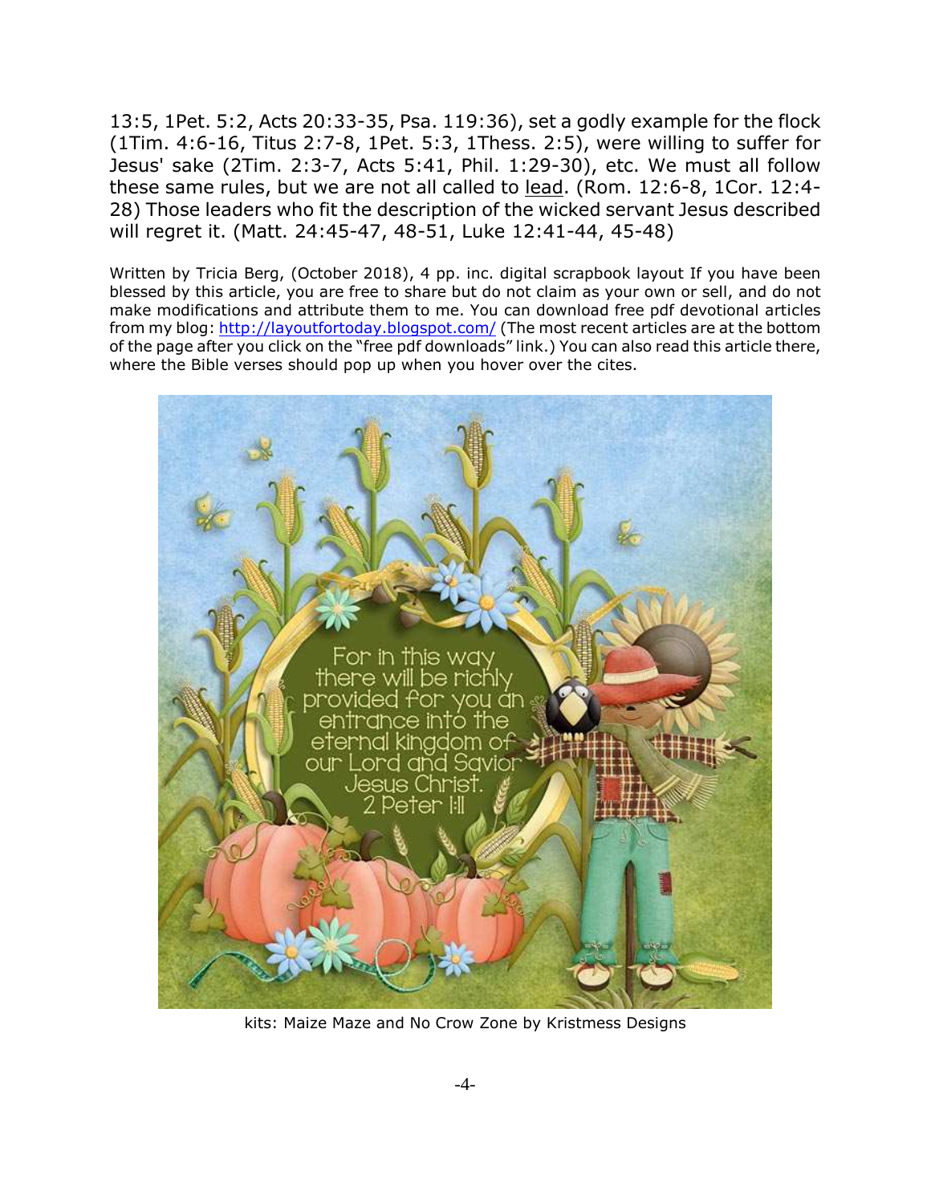13:5, 1Pet. 5:2, Acts 20:33-35, Psa. 119:36), set a godly example for the flock (1Tim. 4:6-16, Titus 2:7-8, 1Pet. 5:3, 1Thess. 2:5), were willing to suffer for Jesus' sake (2Tim. 2:3-7, Acts 5:41, Phil. 1:29-30), etc. We must all follow these same rules, but we are not all called to lead. (Rom. 12:6-8, 1Cor. 12:4-28) Those leaders who fit the description of the wicked servant Jesus described will regret it. (Matt. 24:45-47, 48-51, Luke 12:41-44, 45-48)

Written by Tricia Berg, (October 2018), 4 pp. inc. digital scrapbook layout If you have been blessed by this article, you are free to share but do not claim as your own or sell, and do not make modifications and attribute them to me. You can download free pdf devotional articles from my blog: http://layoutfortoday.blogspot.com/ (The most recent articles are at the bottom of the page after you click on the "free pdf downloads" link.) You can also read this article there, where the Bible verses should pop up when you hover over the cites.

For in this way there will be richly provided for you an entrance into the eternal kingdom of our Lord and Savior Jesus Christ. 2 Peter 1:11

kits: Maize Maze and No Crow Zone by Kristmess Designs